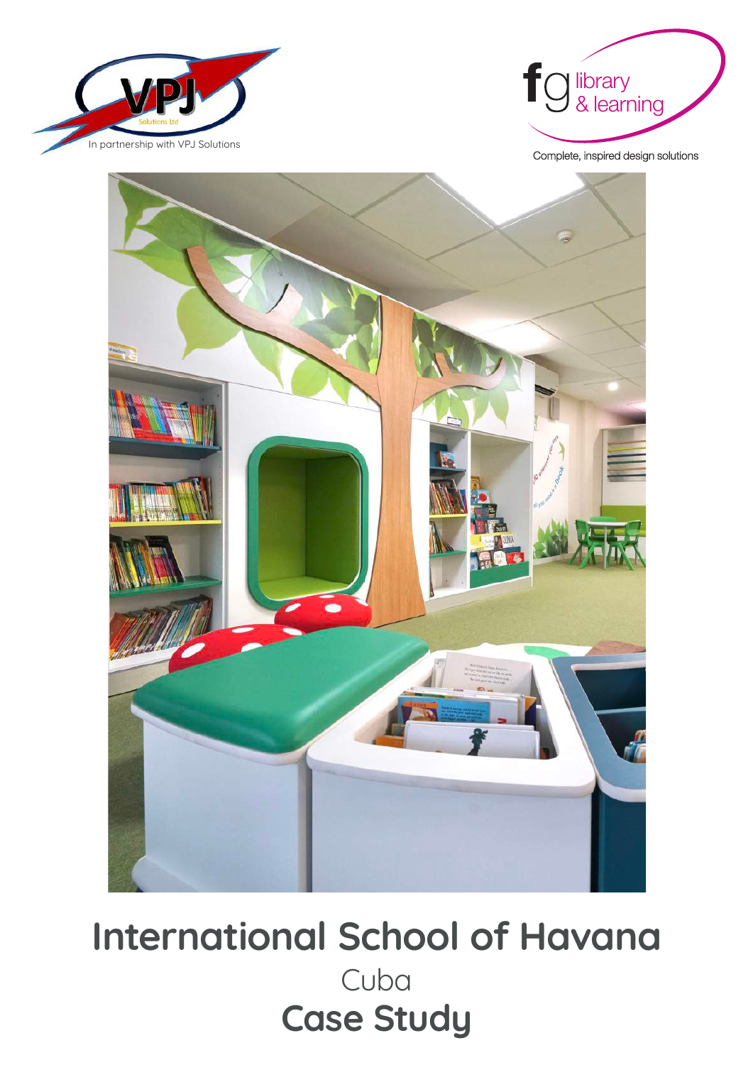In partnership with VPJ Solutions

Complete, inspired design solutions

# International School of Havana

Cuba

## Case Study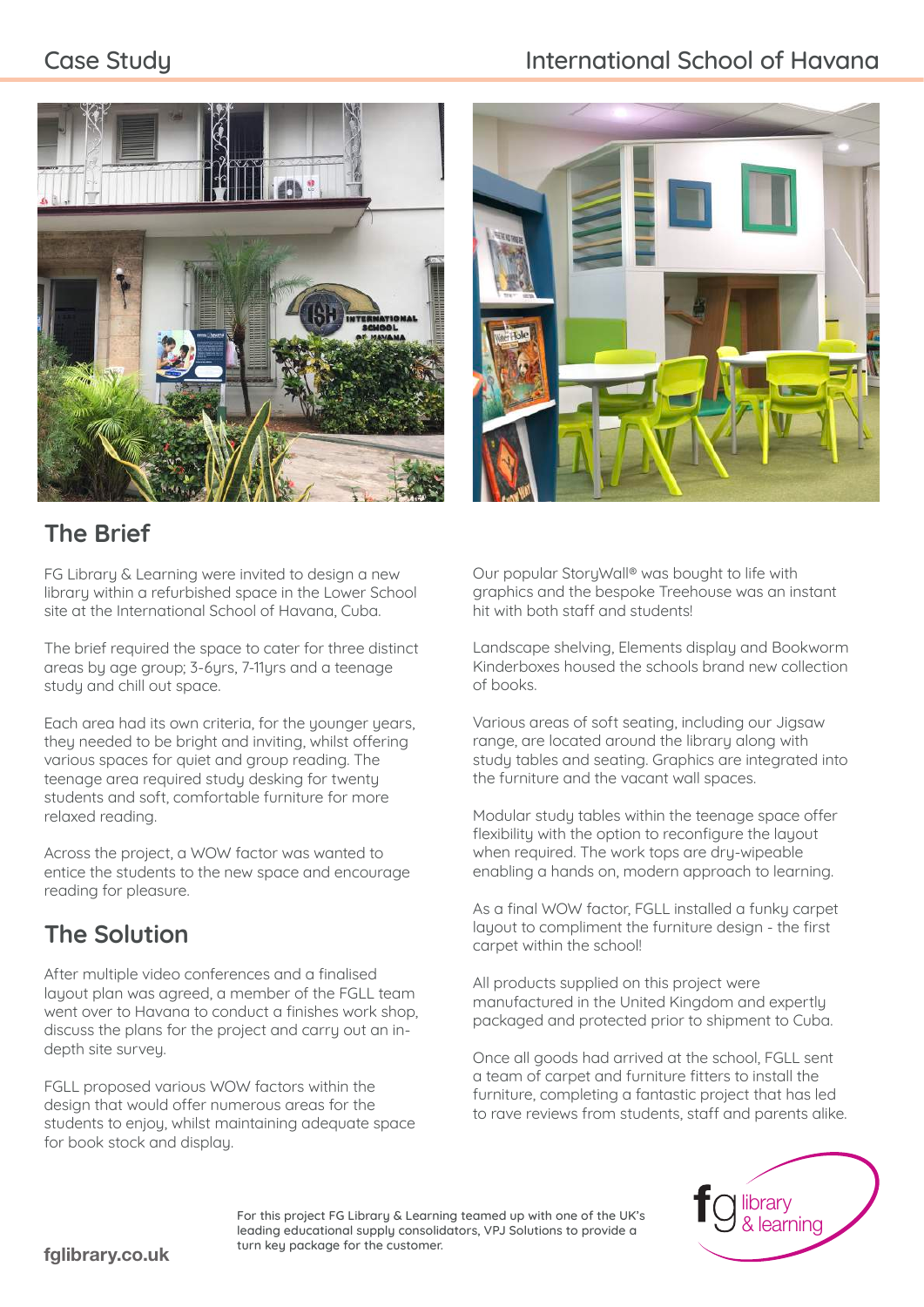# International School of Havana

## The Brief

FG Library & Learning were invited to design a new library within a refurbished space in the Lower School site at the International School of Havana, Cuba.

The brief required the space to cater for three distinct areas by age group; 3-6yrs, 7-11yrs and a teenage study and chill out space.

Each area had its own criteria, for the younger years, they needed to be bright and inviting, whilst offering various spaces for quiet and group reading. The teenage area required study desking for twenty students and soft, comfortable furniture for more relaxed reading.

Across the project, a WOW factor was wanted to entice the students to the new space and encourage reading for pleasure.

## The Solution

After multiple video conferences and a finalised layout plan was agreed, a member of the FGLL team went over to Havana to conduct a finishes work shop, discuss the plans for the project and carry out an in-depth site survey.

FGLL proposed various WOW factors within the design that would offer numerous areas for the students to enjoy, whilst maintaining adequate space for book stock and display.

Our popular StoryWall® was bought to life with graphics and the bespoke Treehouse was an instant hit with both staff and students!

Landscape shelving, Elements display and Bookworm Kinderboxes housed the schools brand new collection of books.

Various areas of soft seating, including our Jigsaw range, are located around the library along with study tables and seating. Graphics are integrated into the furniture and the vacant wall spaces.

Modular study tables within the teenage space offer flexibility with the option to reconfigure the layout when required. The work tops are dry-wipeable enabling a hands on, modern approach to learning.

As a final WOW factor, FGLL installed a funky carpet layout to compliment the furniture design - the first carpet within the school!

All products supplied on this project were manufactured in the United Kingdom and expertly packaged and protected prior to shipment to Cuba.

Once all goods had arrived at the school, FGLL sent a team of carpet and furniture fitters to install the furniture, completing a fantastic project that has led to rave reviews from students, staff and parents alike.

For this project FG Library & Learning teamed up with one of the UK's leading educational supply consolidators, VPJ Solutions to provide a turn key package for the customer.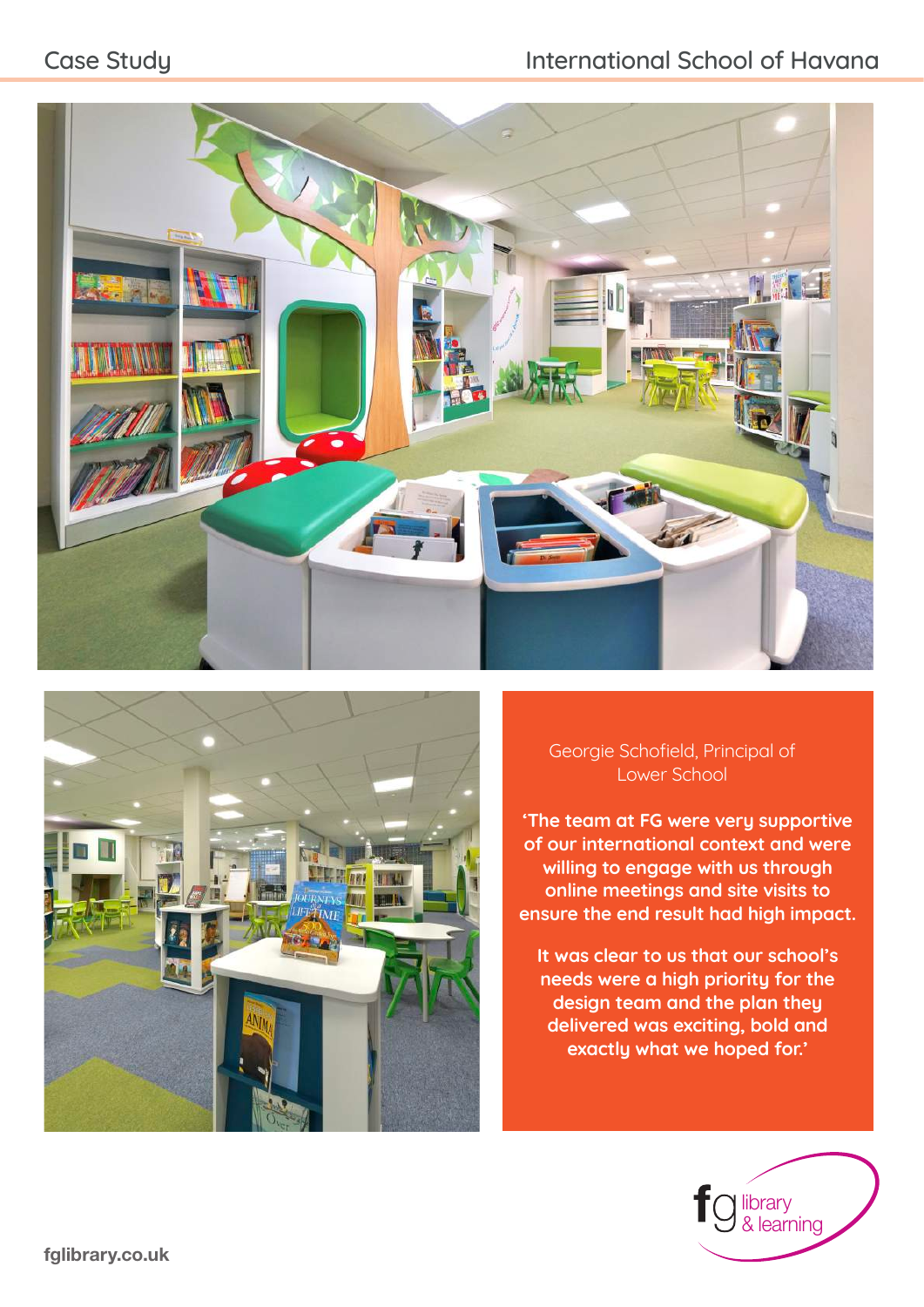Georgie Schofield, Principal of Lower School

**'The team at FG were very supportive of our international context and were willing to engage with us through online meetings and site visits to ensure the end result had high impact.**

**It was clear to us that our school's needs were a high priority for the design team and the plan they delivered was exciting, bold and exactly what we hoped for.'**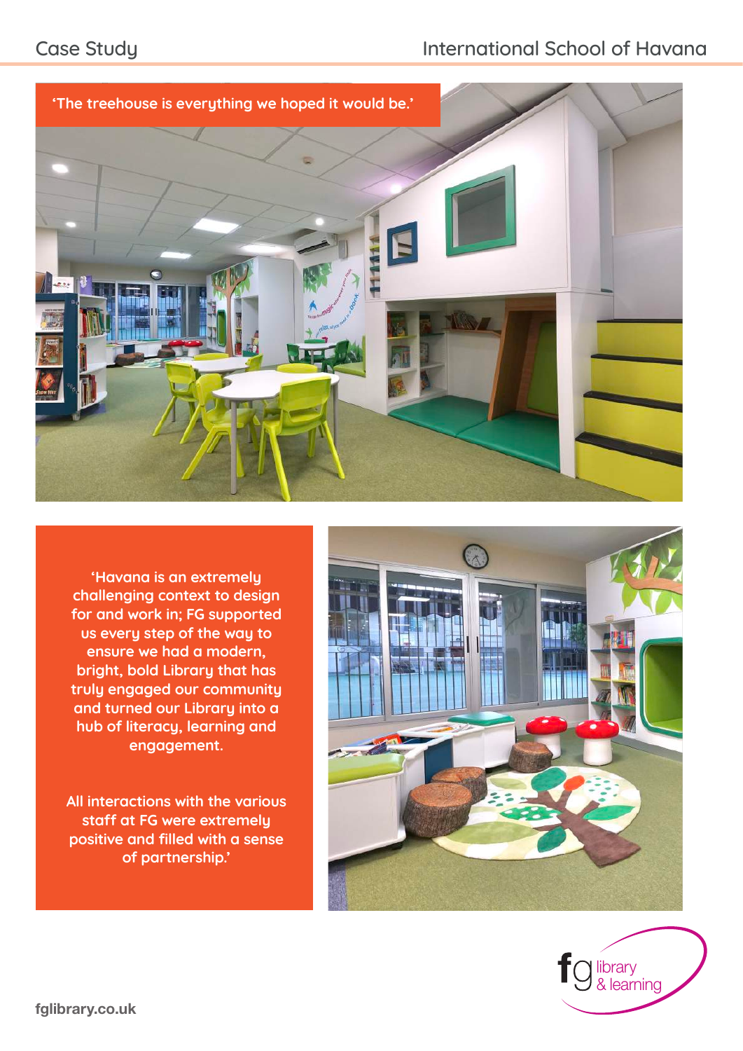‘The treehouse is everything we hoped it would be.’

‘Havana is an extremely challenging context to design for and work in; FG supported us every step of the way to ensure we had a modern, bright, bold Library that has truly engaged our community and turned our Library into a hub of literacy, learning and engagement.

All interactions with the various staff at FG were extremely positive and filled with a sense of partnership.’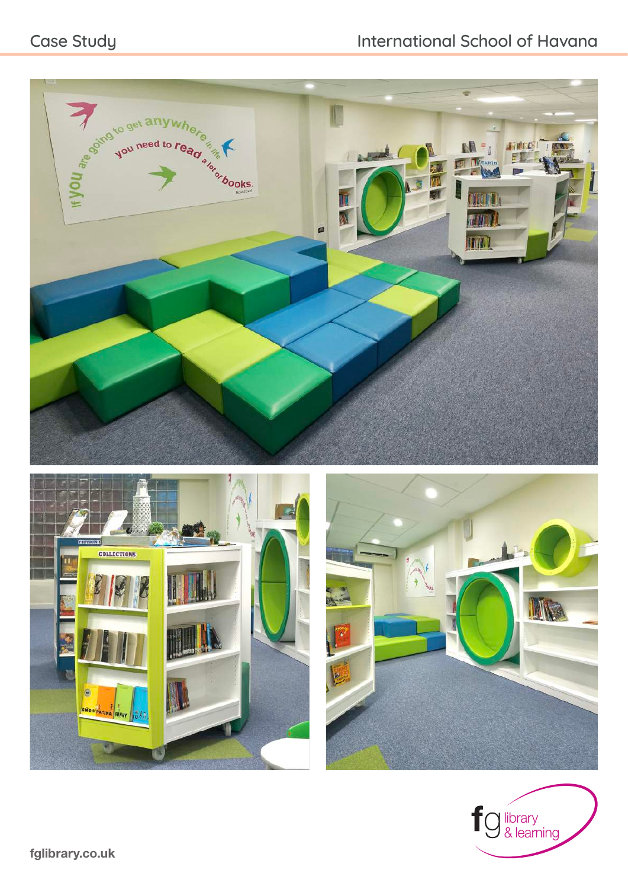Case Study

International School of Havana

fglibrary.co.uk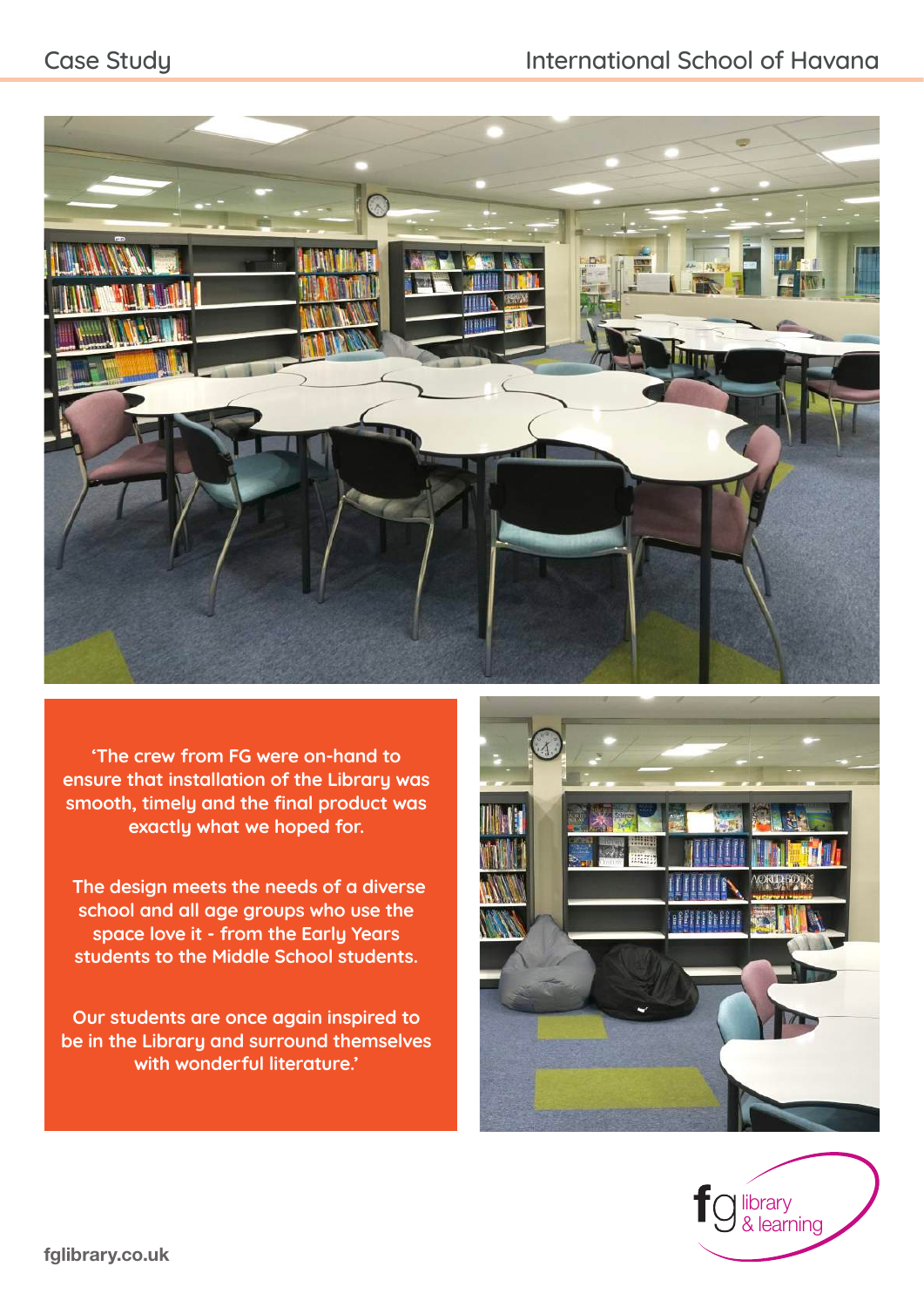'The crew from FG were on-hand to ensure that installation of the Library was smooth, timely and the final product was exactly what we hoped for.

The design meets the needs of a diverse school and all age groups who use the space love it - from the Early Years students to the Middle School students.

Our students are once again inspired to be in the Library and surround themselves with wonderful literature.'

fg library & learning

fglibrary.co.uk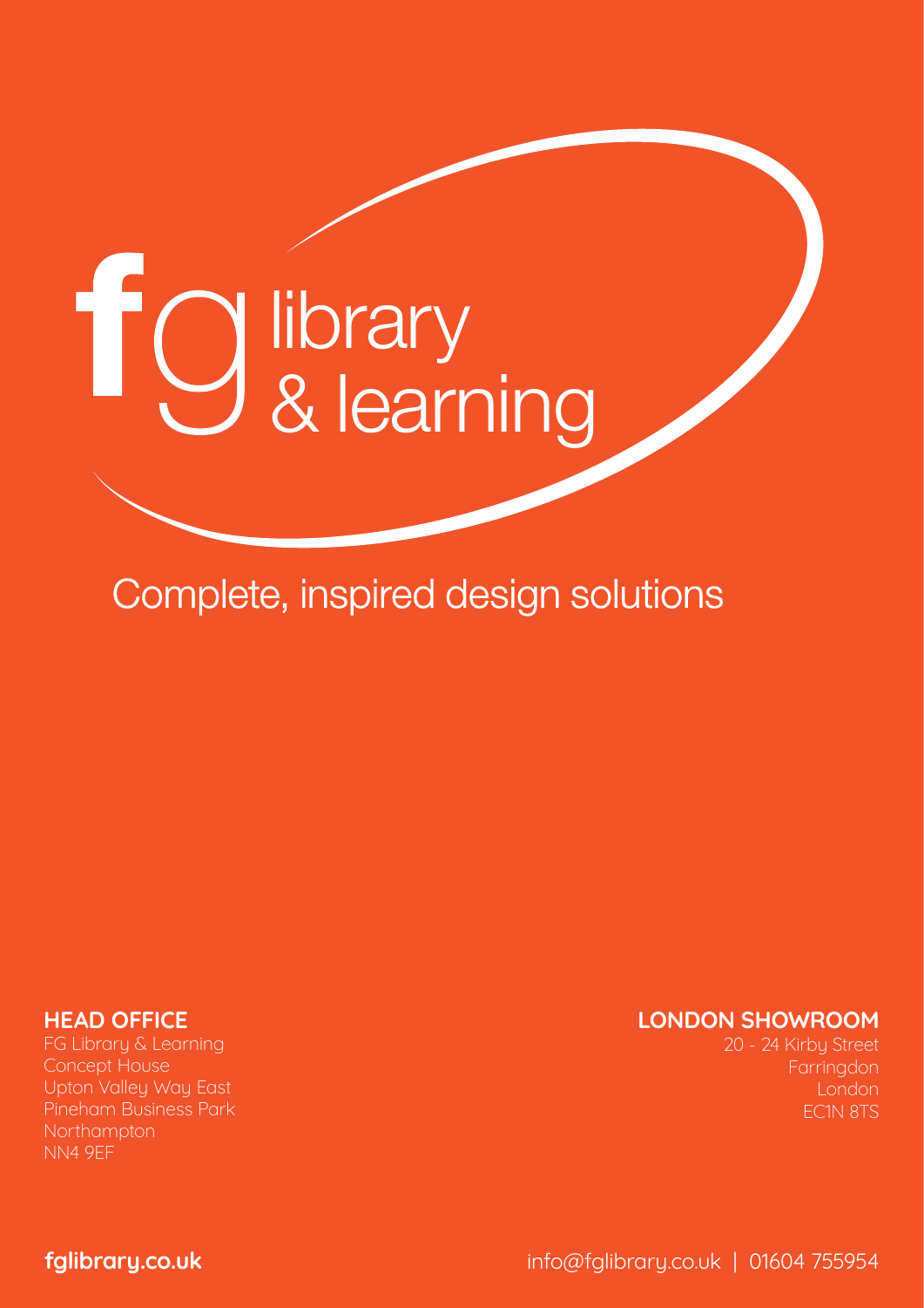fg library & learning

Complete, inspired design solutions

**HEAD OFFICE**

FG Library & Learning
Concept House
Upton Valley Way East
Pineham Business Park
Northampton
NN4 9EF

**LONDON SHOWROOM**

20 - 24 Kirby Street
Farringdon
London
EC1N 8TS

**fglibrary.co.uk**

info@fglibrary.co.uk | 01604 755954